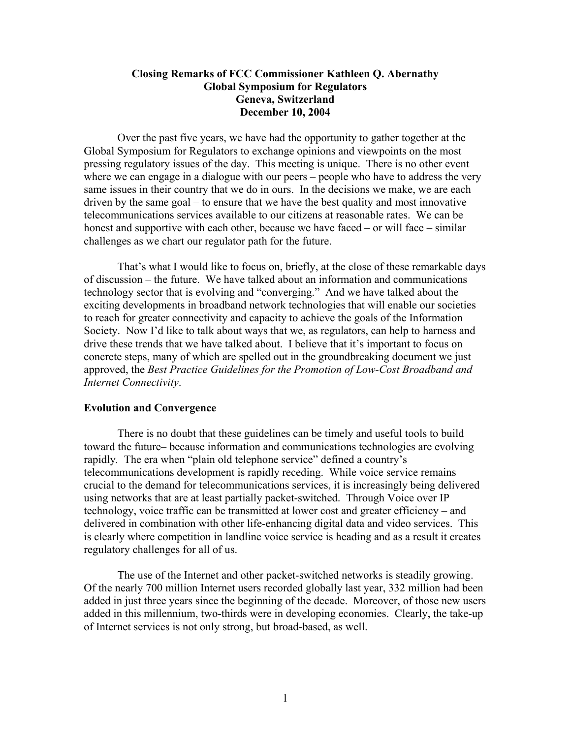**Closing Remarks of FCC Commissioner Kathleen Q. Abernathy**
**Global Symposium for Regulators**
**Geneva, Switzerland**
**December 10, 2004**

Over the past five years, we have had the opportunity to gather together at the Global Symposium for Regulators to exchange opinions and viewpoints on the most pressing regulatory issues of the day. This meeting is unique. There is no other event where we can engage in a dialogue with our peers – people who have to address the very same issues in their country that we do in ours. In the decisions we make, we are each driven by the same goal – to ensure that we have the best quality and most innovative telecommunications services available to our citizens at reasonable rates. We can be honest and supportive with each other, because we have faced – or will face – similar challenges as we chart our regulator path for the future.

That's what I would like to focus on, briefly, at the close of these remarkable days of discussion – the future. We have talked about an information and communications technology sector that is evolving and "converging." And we have talked about the exciting developments in broadband network technologies that will enable our societies to reach for greater connectivity and capacity to achieve the goals of the Information Society. Now I'd like to talk about ways that we, as regulators, can help to harness and drive these trends that we have talked about. I believe that it's important to focus on concrete steps, many of which are spelled out in the groundbreaking document we just approved, the *Best Practice Guidelines for the Promotion of Low-Cost Broadband and Internet Connectivity*.

**Evolution and Convergence**

There is no doubt that these guidelines can be timely and useful tools to build toward the future– because information and communications technologies are evolving rapidly. The era when "plain old telephone service" defined a country's telecommunications development is rapidly receding. While voice service remains crucial to the demand for telecommunications services, it is increasingly being delivered using networks that are at least partially packet-switched. Through Voice over IP technology, voice traffic can be transmitted at lower cost and greater efficiency – and delivered in combination with other life-enhancing digital data and video services. This is clearly where competition in landline voice service is heading and as a result it creates regulatory challenges for all of us.

The use of the Internet and other packet-switched networks is steadily growing. Of the nearly 700 million Internet users recorded globally last year, 332 million had been added in just three years since the beginning of the decade. Moreover, of those new users added in this millennium, two-thirds were in developing economies. Clearly, the take-up of Internet services is not only strong, but broad-based, as well.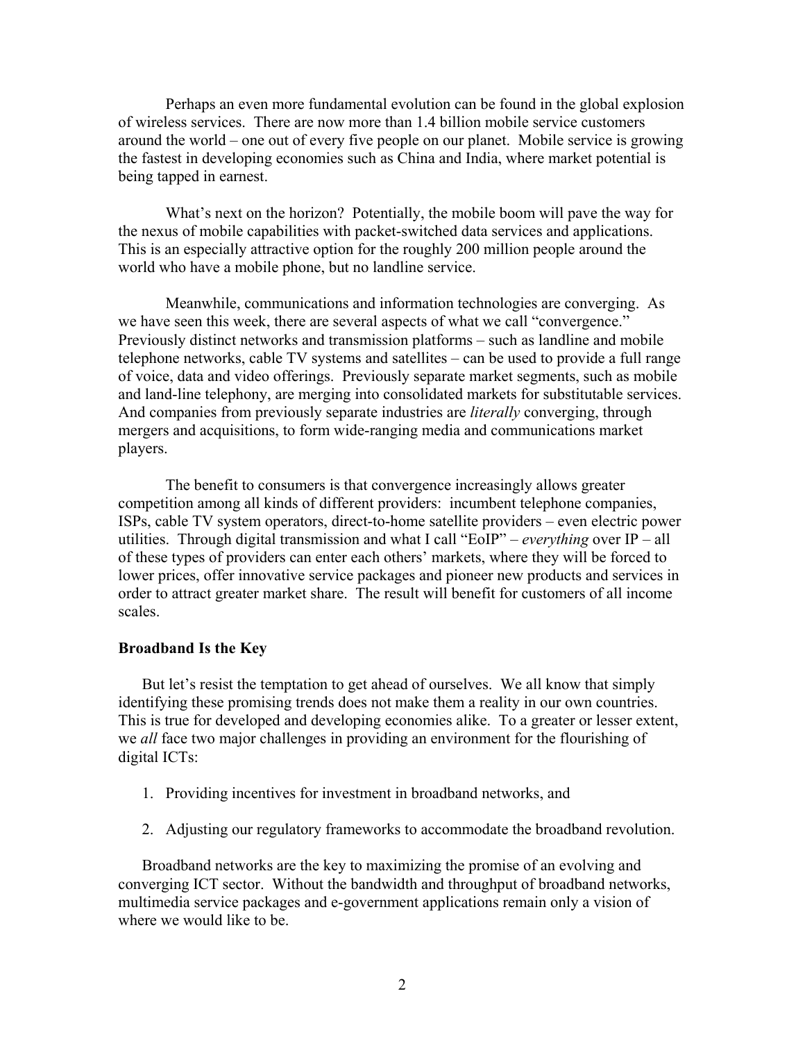Perhaps an even more fundamental evolution can be found in the global explosion of wireless services. There are now more than 1.4 billion mobile service customers around the world – one out of every five people on our planet. Mobile service is growing the fastest in developing economies such as China and India, where market potential is being tapped in earnest.

What's next on the horizon? Potentially, the mobile boom will pave the way for the nexus of mobile capabilities with packet-switched data services and applications. This is an especially attractive option for the roughly 200 million people around the world who have a mobile phone, but no landline service.

Meanwhile, communications and information technologies are converging. As we have seen this week, there are several aspects of what we call "convergence." Previously distinct networks and transmission platforms – such as landline and mobile telephone networks, cable TV systems and satellites – can be used to provide a full range of voice, data and video offerings. Previously separate market segments, such as mobile and land-line telephony, are merging into consolidated markets for substitutable services. And companies from previously separate industries are *literally* converging, through mergers and acquisitions, to form wide-ranging media and communications market players.

The benefit to consumers is that convergence increasingly allows greater competition among all kinds of different providers: incumbent telephone companies, ISPs, cable TV system operators, direct-to-home satellite providers – even electric power utilities. Through digital transmission and what I call "EoIP" – *everything* over IP – all of these types of providers can enter each others' markets, where they will be forced to lower prices, offer innovative service packages and pioneer new products and services in order to attract greater market share. The result will benefit for customers of all income scales.

**Broadband Is the Key**

But let's resist the temptation to get ahead of ourselves. We all know that simply identifying these promising trends does not make them a reality in our own countries. This is true for developed and developing economies alike. To a greater or lesser extent, we *all* face two major challenges in providing an environment for the flourishing of digital ICTs:

1. Providing incentives for investment in broadband networks, and
2. Adjusting our regulatory frameworks to accommodate the broadband revolution.

Broadband networks are the key to maximizing the promise of an evolving and converging ICT sector. Without the bandwidth and throughput of broadband networks, multimedia service packages and e-government applications remain only a vision of where we would like to be.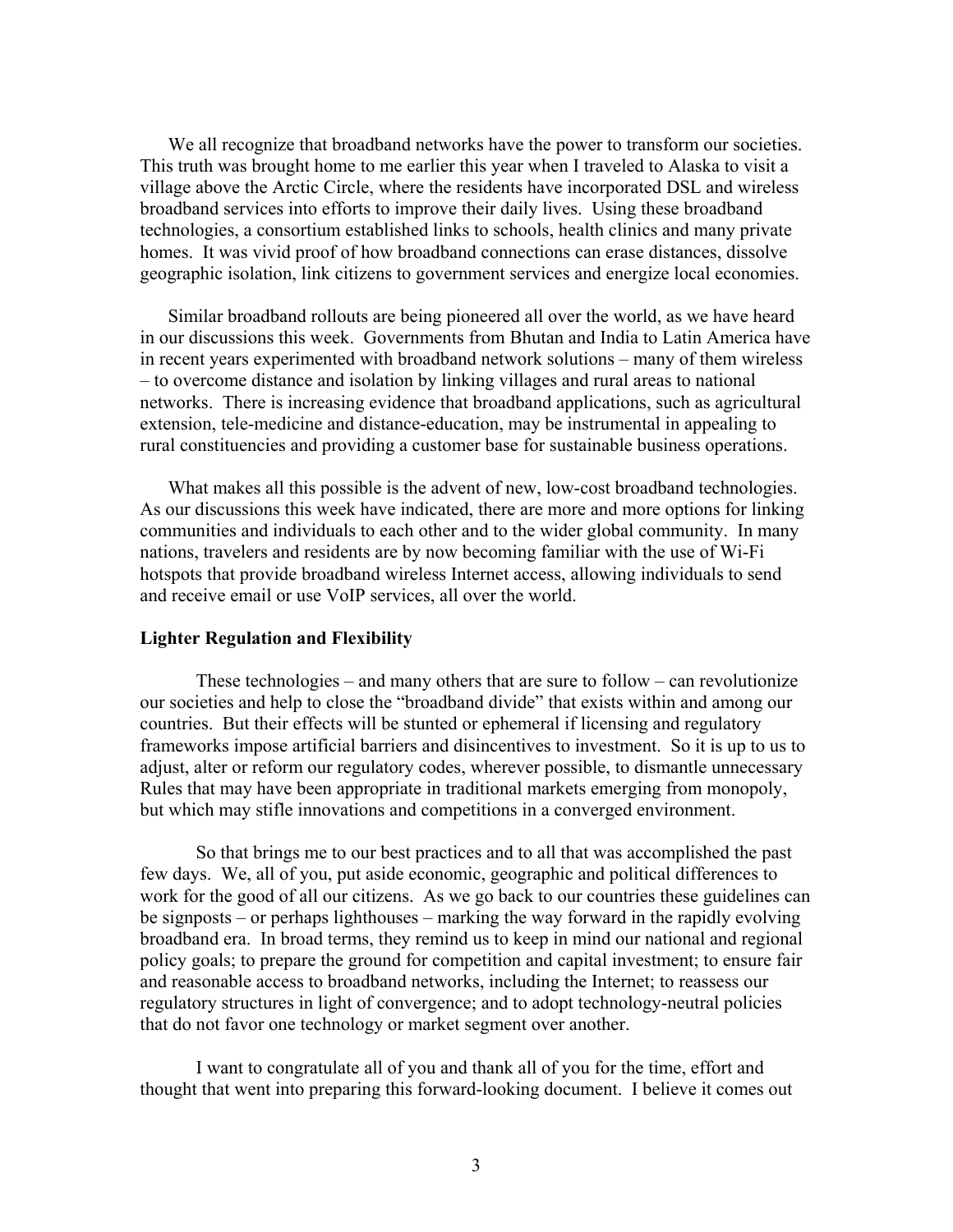We all recognize that broadband networks have the power to transform our societies. This truth was brought home to me earlier this year when I traveled to Alaska to visit a village above the Arctic Circle, where the residents have incorporated DSL and wireless broadband services into efforts to improve their daily lives. Using these broadband technologies, a consortium established links to schools, health clinics and many private homes. It was vivid proof of how broadband connections can erase distances, dissolve geographic isolation, link citizens to government services and energize local economies.

Similar broadband rollouts are being pioneered all over the world, as we have heard in our discussions this week. Governments from Bhutan and India to Latin America have in recent years experimented with broadband network solutions – many of them wireless – to overcome distance and isolation by linking villages and rural areas to national networks. There is increasing evidence that broadband applications, such as agricultural extension, tele-medicine and distance-education, may be instrumental in appealing to rural constituencies and providing a customer base for sustainable business operations.

What makes all this possible is the advent of new, low-cost broadband technologies. As our discussions this week have indicated, there are more and more options for linking communities and individuals to each other and to the wider global community. In many nations, travelers and residents are by now becoming familiar with the use of Wi-Fi hotspots that provide broadband wireless Internet access, allowing individuals to send and receive email or use VoIP services, all over the world.

**Lighter Regulation and Flexibility**

These technologies – and many others that are sure to follow – can revolutionize our societies and help to close the "broadband divide" that exists within and among our countries. But their effects will be stunted or ephemeral if licensing and regulatory frameworks impose artificial barriers and disincentives to investment. So it is up to us to adjust, alter or reform our regulatory codes, wherever possible, to dismantle unnecessary Rules that may have been appropriate in traditional markets emerging from monopoly, but which may stifle innovations and competitions in a converged environment.

So that brings me to our best practices and to all that was accomplished the past few days. We, all of you, put aside economic, geographic and political differences to work for the good of all our citizens. As we go back to our countries these guidelines can be signposts – or perhaps lighthouses – marking the way forward in the rapidly evolving broadband era. In broad terms, they remind us to keep in mind our national and regional policy goals; to prepare the ground for competition and capital investment; to ensure fair and reasonable access to broadband networks, including the Internet; to reassess our regulatory structures in light of convergence; and to adopt technology-neutral policies that do not favor one technology or market segment over another.

I want to congratulate all of you and thank all of you for the time, effort and thought that went into preparing this forward-looking document. I believe it comes out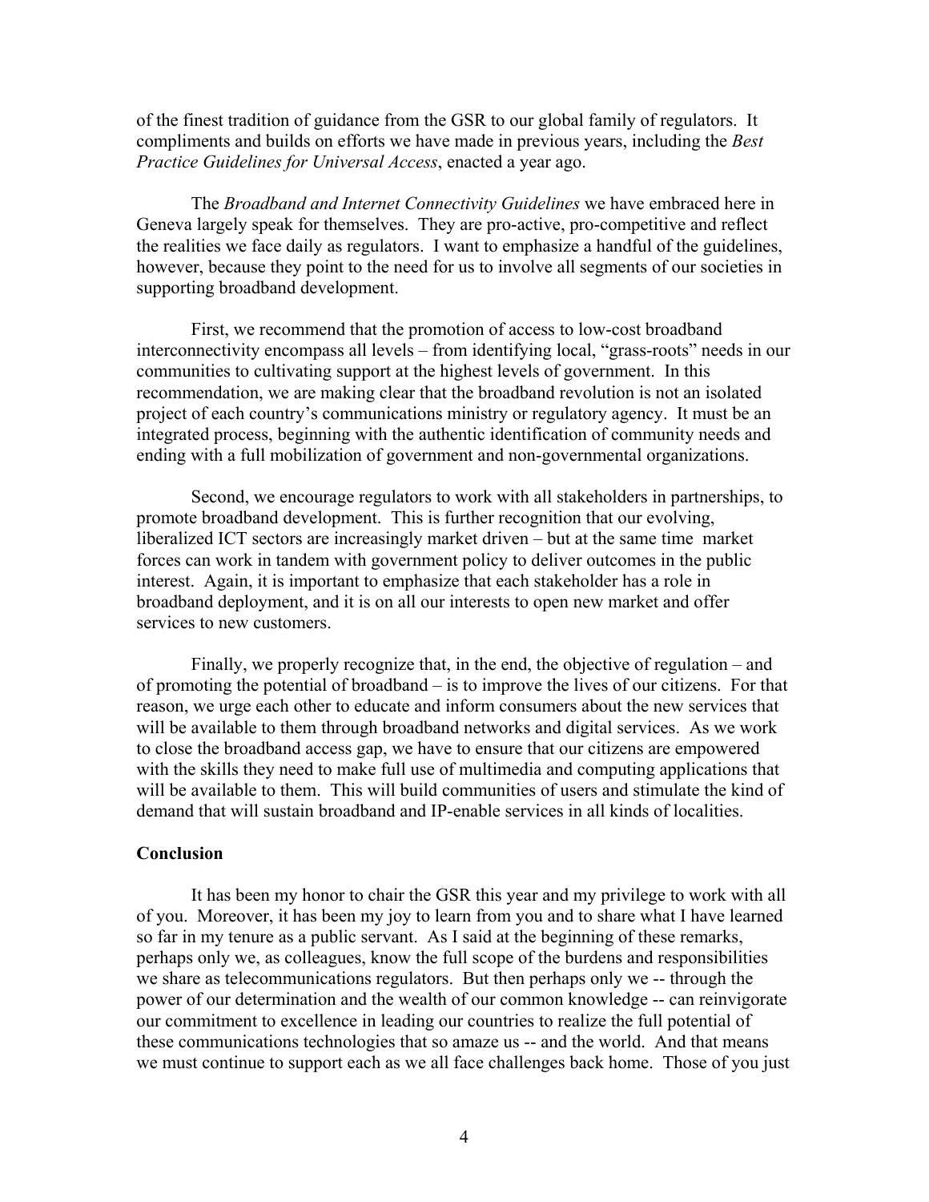of the finest tradition of guidance from the GSR to our global family of regulators. It compliments and builds on efforts we have made in previous years, including the *Best Practice Guidelines for Universal Access*, enacted a year ago.

The *Broadband and Internet Connectivity Guidelines* we have embraced here in Geneva largely speak for themselves. They are pro-active, pro-competitive and reflect the realities we face daily as regulators. I want to emphasize a handful of the guidelines, however, because they point to the need for us to involve all segments of our societies in supporting broadband development.

First, we recommend that the promotion of access to low-cost broadband interconnectivity encompass all levels – from identifying local, "grass-roots" needs in our communities to cultivating support at the highest levels of government. In this recommendation, we are making clear that the broadband revolution is not an isolated project of each country's communications ministry or regulatory agency. It must be an integrated process, beginning with the authentic identification of community needs and ending with a full mobilization of government and non-governmental organizations.

Second, we encourage regulators to work with all stakeholders in partnerships, to promote broadband development. This is further recognition that our evolving, liberalized ICT sectors are increasingly market driven – but at the same time market forces can work in tandem with government policy to deliver outcomes in the public interest. Again, it is important to emphasize that each stakeholder has a role in broadband deployment, and it is on all our interests to open new market and offer services to new customers.

Finally, we properly recognize that, in the end, the objective of regulation – and of promoting the potential of broadband – is to improve the lives of our citizens. For that reason, we urge each other to educate and inform consumers about the new services that will be available to them through broadband networks and digital services. As we work to close the broadband access gap, we have to ensure that our citizens are empowered with the skills they need to make full use of multimedia and computing applications that will be available to them. This will build communities of users and stimulate the kind of demand that will sustain broadband and IP-enable services in all kinds of localities.

**Conclusion**

It has been my honor to chair the GSR this year and my privilege to work with all of you. Moreover, it has been my joy to learn from you and to share what I have learned so far in my tenure as a public servant. As I said at the beginning of these remarks, perhaps only we, as colleagues, know the full scope of the burdens and responsibilities we share as telecommunications regulators. But then perhaps only we -- through the power of our determination and the wealth of our common knowledge -- can reinvigorate our commitment to excellence in leading our countries to realize the full potential of these communications technologies that so amaze us -- and the world. And that means we must continue to support each as we all face challenges back home. Those of you just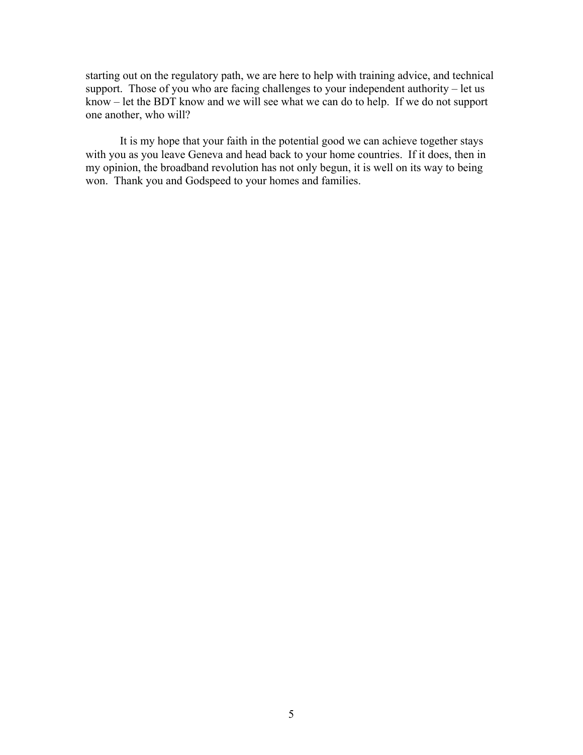starting out on the regulatory path, we are here to help with training advice, and technical support. Those of you who are facing challenges to your independent authority – let us know – let the BDT know and we will see what we can do to help. If we do not support one another, who will?

It is my hope that your faith in the potential good we can achieve together stays with you as you leave Geneva and head back to your home countries. If it does, then in my opinion, the broadband revolution has not only begun, it is well on its way to being won. Thank you and Godspeed to your homes and families.